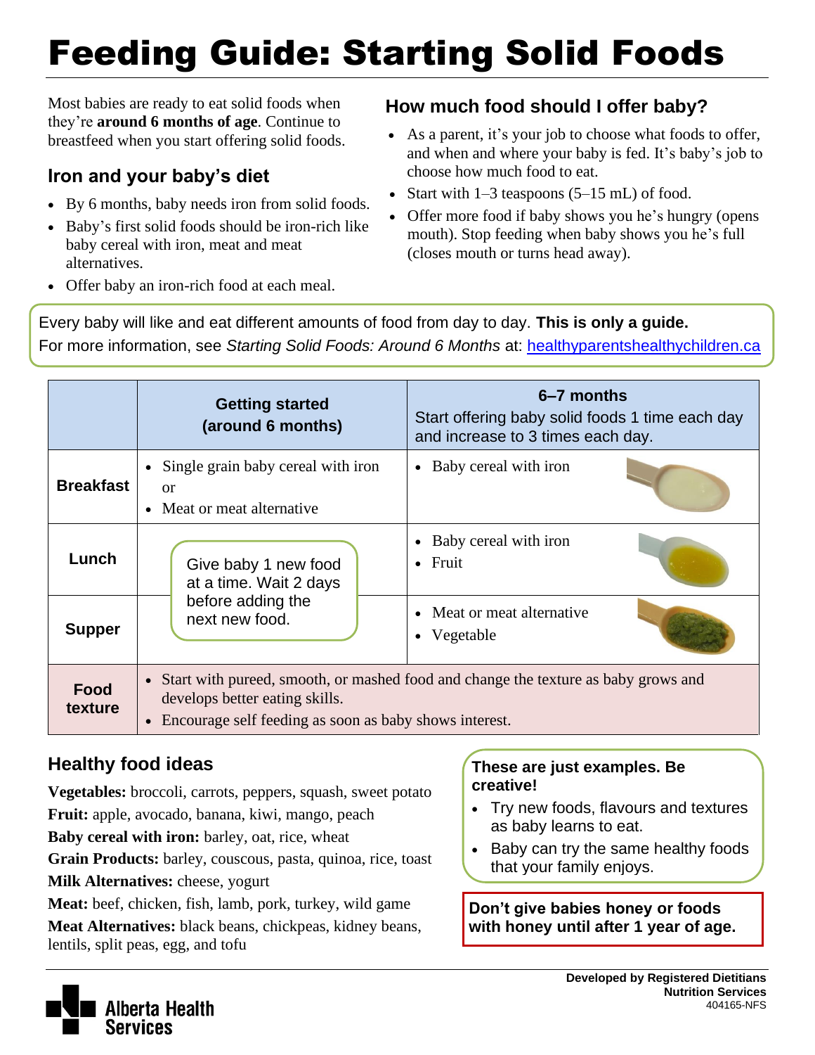# Feeding Guide: Starting Solid Foods

Most babies are ready to eat solid foods when they're **around 6 months of age**. Continue to breastfeed when you start offering solid foods.

## Iron and your baby's diet

- By 6 months, baby needs iron from solid foods.
- Baby's first solid foods should be iron-rich like baby cereal with iron, meat and meat alternatives.
- Offer baby an iron-rich food at each meal.

## How much food should I offer baby?

- As a parent, it's your job to choose what foods to offer, and when and where your baby is fed. It's baby's job to choose how much food to eat.
- Start with 1–3 teaspoons (5–15 mL) of food.
- Offer more food if baby shows you he's hungry (opens mouth). Stop feeding when baby shows you he's full (closes mouth or turns head away).

Every baby will like and eat different amounts of food from day to day. **This is only a guide.**
For more information, see *Starting Solid Foods: Around 6 Months* at: healthyparentshealthychildren.ca

| | **Getting started (around 6 months)** | **6–7 months** Start offering baby solid foods 1 time each day and increase to 3 times each day. |
|---|---|---|
| **Breakfast** | • Single grain baby cereal with iron or<br>• Meat or meat alternative | • Baby cereal with iron |
| **Lunch** | Give baby 1 new food at a time. Wait 2 days before adding the next new food. | • Baby cereal with iron<br>• Fruit |
| **Supper** | | • Meat or meat alternative<br>• Vegetable |
| **Food texture** | • Start with pureed, smooth, or mashed food and change the texture as baby grows and develops better eating skills.<br>• Encourage self feeding as soon as baby shows interest. | |

## Healthy food ideas

**Vegetables:** broccoli, carrots, peppers, squash, sweet potato
**Fruit:** apple, avocado, banana, kiwi, mango, peach
**Baby cereal with iron:** barley, oat, rice, wheat
**Grain Products:** barley, couscous, pasta, quinoa, rice, toast
**Milk Alternatives:** cheese, yogurt
**Meat:** beef, chicken, fish, lamb, pork, turkey, wild game
**Meat Alternatives:** black beans, chickpeas, kidney beans, lentils, split peas, egg, and tofu

**These are just examples. Be creative!**

- Try new foods, flavours and textures as baby learns to eat.
- Baby can try the same healthy foods that your family enjoys.

**Don't give babies honey or foods with honey until after 1 year of age.**

**Developed by Registered Dietitians**
**Nutrition Services**
404165-NFS

Alberta Health Services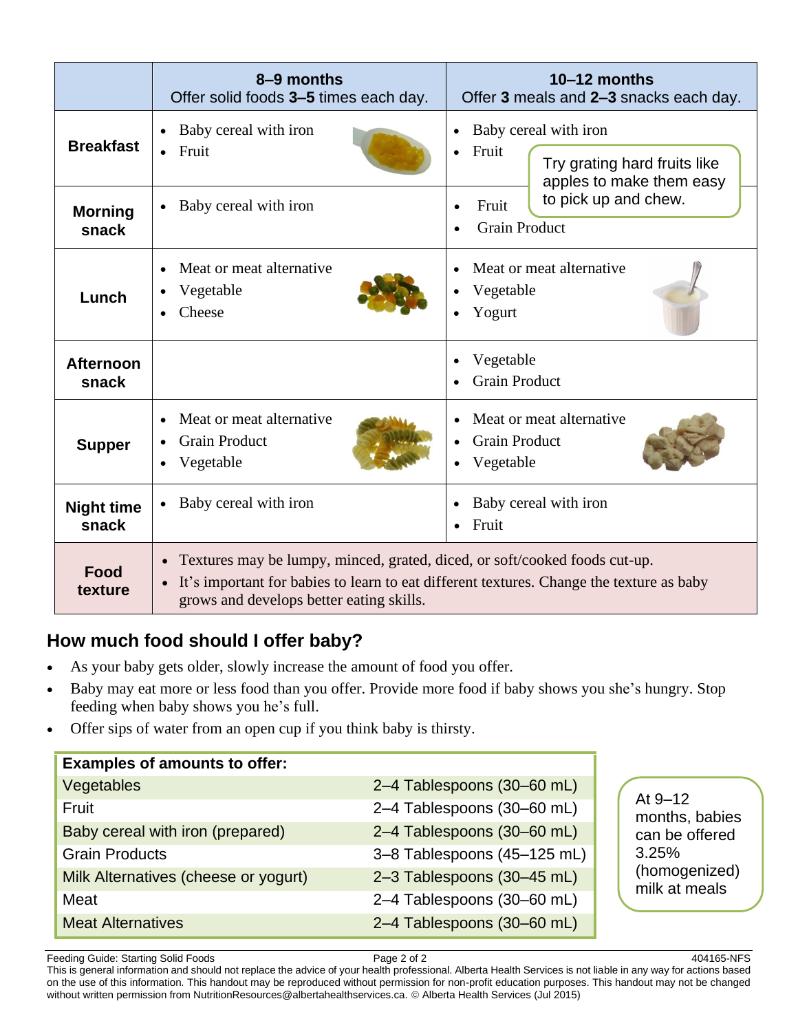| | 8–9 months<br>Offer solid foods **3–5** times each day. | 10–12 months<br>Offer **3** meals and **2–3** snacks each day. |
|---|---|---|
| **Breakfast** | • Baby cereal with iron<br>• Fruit | • Baby cereal with iron<br>• Fruit |
| **Morning snack** | • Baby cereal with iron | • Fruit<br>• Grain Product |
| **Lunch** | • Meat or meat alternative<br>• Vegetable<br>• Cheese | • Meat or meat alternative<br>• Vegetable<br>• Yogurt |
| **Afternoon snack** | | • Vegetable<br>• Grain Product |
| **Supper** | • Meat or meat alternative<br>• Grain Product<br>• Vegetable | • Meat or meat alternative<br>• Grain Product<br>• Vegetable |
| **Night time snack** | • Baby cereal with iron | • Baby cereal with iron<br>• Fruit |
| **Food texture** | • Textures may be lumpy, minced, grated, diced, or soft/cooked foods cut-up.<br>• It's important for babies to learn to eat different textures. Change the texture as baby grows and develops better eating skills. | |

Try grating hard fruits like apples to make them easy to pick up and chew.

## How much food should I offer baby?

- As your baby gets older, slowly increase the amount of food you offer.
- Baby may eat more or less food than you offer. Provide more food if baby shows you she's hungry. Stop feeding when baby shows you he's full.
- Offer sips of water from an open cup if you think baby is thirsty.

| **Examples of amounts to offer:** | |
|---|---|
| Vegetables | 2–4 Tablespoons (30–60 mL) |
| Fruit | 2–4 Tablespoons (30–60 mL) |
| Baby cereal with iron (prepared) | 2–4 Tablespoons (30–60 mL) |
| Grain Products | 3–8 Tablespoons (45–125 mL) |
| Milk Alternatives (cheese or yogurt) | 2–3 Tablespoons (30–45 mL) |
| Meat | 2–4 Tablespoons (30–60 mL) |
| Meat Alternatives | 2–4 Tablespoons (30–60 mL) |

At 9–12 months, babies can be offered 3.25% (homogenized) milk at meals

Feeding Guide: Starting Solid Foods 404165-NFS

This is general information and should not replace the advice of your health professional. Alberta Health Services is not liable in any way for actions based on the use of this information. This handout may be reproduced without permission for non-profit education purposes. This handout may not be changed without written permission from NutritionResources@albertahealthservices.ca. © Alberta Health Services (Jul 2015)